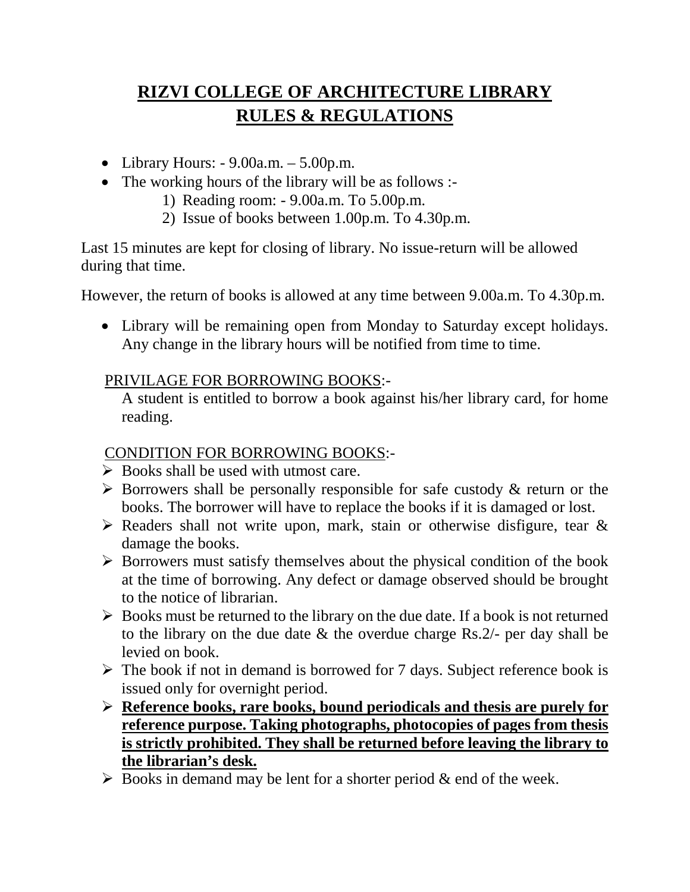# RIZVI COLLEGE OF ARCHITECTURE LIBRARY RULES & REGULATIONS

- Library Hours: - 9.00a.m. – 5.00p.m.
- The working hours of the library will be as follows :-
    1) Reading room: - 9.00a.m. To 5.00p.m.
    2) Issue of books between 1.00p.m. To 4.30p.m.

Last 15 minutes are kept for closing of library. No issue-return will be allowed during that time.

However, the return of books is allowed at any time between 9.00a.m. To 4.30p.m.

- Library will be remaining open from Monday to Saturday except holidays. Any change in the library hours will be notified from time to time.

PRIVILAGE FOR BORROWING BOOKS:-

A student is entitled to borrow a book against his/her library card, for home reading.

CONDITION FOR BORROWING BOOKS:-

- Books shall be used with utmost care.
- Borrowers shall be personally responsible for safe custody & return or the books. The borrower will have to replace the books if it is damaged or lost.
- Readers shall not write upon, mark, stain or otherwise disfigure, tear & damage the books.
- Borrowers must satisfy themselves about the physical condition of the book at the time of borrowing. Any defect or damage observed should be brought to the notice of librarian.
- Books must be returned to the library on the due date. If a book is not returned to the library on the due date & the overdue charge Rs.2/- per day shall be levied on book.
- The book if not in demand is borrowed for 7 days. Subject reference book is issued only for overnight period.
- **Reference books, rare books, bound periodicals and thesis are purely for reference purpose. Taking photographs, photocopies of pages from thesis is strictly prohibited. They shall be returned before leaving the library to the librarian's desk.**
- Books in demand may be lent for a shorter period & end of the week.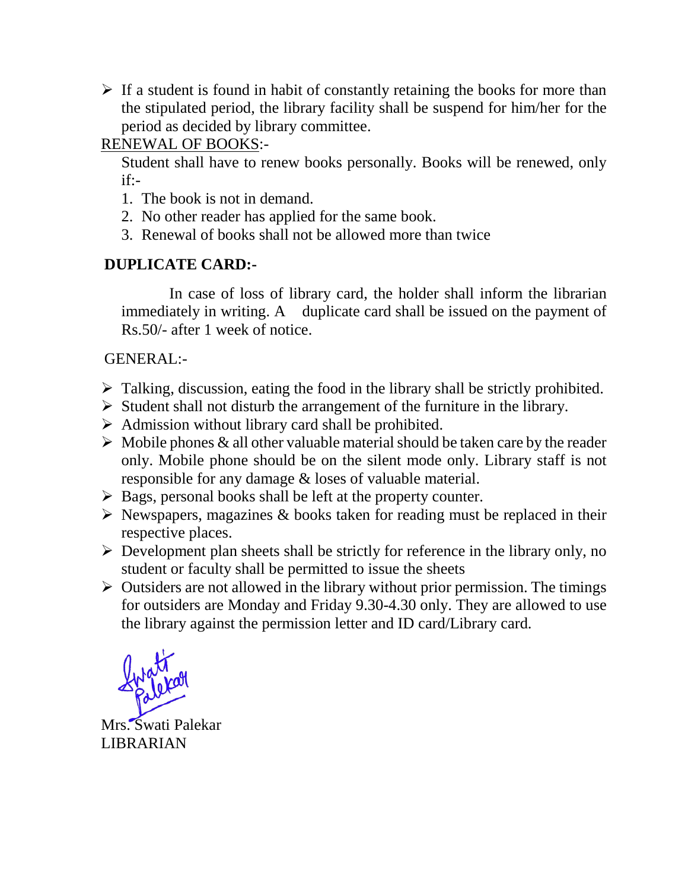- If a student is found in habit of constantly retaining the books for more than the stipulated period, the library facility shall be suspend for him/her for the period as decided by library committee.

RENEWAL OF BOOKS:-

Student shall have to renew books personally. Books will be renewed, only if:-

1. The book is not in demand.
2. No other reader has applied for the same book.
3. Renewal of books shall not be allowed more than twice

**DUPLICATE CARD:-**

In case of loss of library card, the holder shall inform the librarian immediately in writing. A duplicate card shall be issued on the payment of Rs.50/- after 1 week of notice.

GENERAL:-

- Talking, discussion, eating the food in the library shall be strictly prohibited.
- Student shall not disturb the arrangement of the furniture in the library.
- Admission without library card shall be prohibited.
- Mobile phones & all other valuable material should be taken care by the reader only. Mobile phone should be on the silent mode only. Library staff is not responsible for any damage & loses of valuable material.
- Bags, personal books shall be left at the property counter.
- Newspapers, magazines & books taken for reading must be replaced in their respective places.
- Development plan sheets shall be strictly for reference in the library only, no student or faculty shall be permitted to issue the sheets
- Outsiders are not allowed in the library without prior permission. The timings for outsiders are Monday and Friday 9.30-4.30 only. They are allowed to use the library against the permission letter and ID card/Library card.

Swati Palekar

Mrs. Swati Palekar
LIBRARIAN